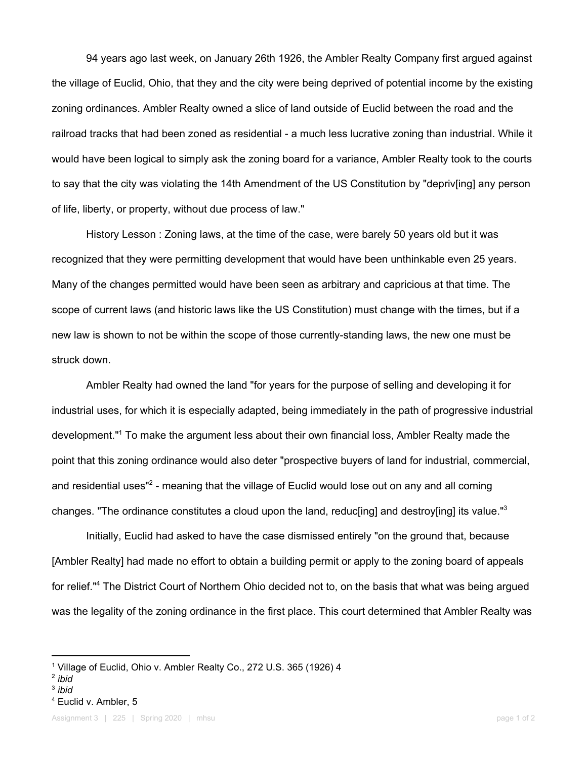94 years ago last week, on January 26th 1926, the Ambler Realty Company first argued against the village of Euclid, Ohio, that they and the city were being deprived of potential income by the existing zoning ordinances. Ambler Realty owned a slice of land outside of Euclid between the road and the railroad tracks that had been zoned as residential - a much less lucrative zoning than industrial. While it would have been logical to simply ask the zoning board for a variance, Ambler Realty took to the courts to say that the city was violating the 14th Amendment of the US Constitution by "depriv[ing] any person of life, liberty, or property, without due process of law."

History Lesson : Zoning laws, at the time of the case, were barely 50 years old but it was recognized that they were permitting development that would have been unthinkable even 25 years. Many of the changes permitted would have been seen as arbitrary and capricious at that time. The scope of current laws (and historic laws like the US Constitution) must change with the times, but if a new law is shown to not be within the scope of those currently-standing laws, the new one must be struck down.

Ambler Realty had owned the land "for years for the purpose of selling and developing it for industrial uses, for which it is especially adapted, being immediately in the path of progressive industrial development."[1] To make the argument less about their own financial loss, Ambler Realty made the point that this zoning ordinance would also deter "prospective buyers of land for industrial, commercial, and residential uses"[2] - meaning that the village of Euclid would lose out on any and all coming changes. "The ordinance constitutes a cloud upon the land, reduc[ing] and destroy[ing] its value."[3]

Initially, Euclid had asked to have the case dismissed entirely "on the ground that, because [Ambler Realty] had made no effort to obtain a building permit or apply to the zoning board of appeals for relief."[4] The District Court of Northern Ohio decided not to, on the basis that what was being argued was the legality of the zoning ordinance in the first place. This court determined that Ambler Realty was

---

[1] Village of Euclid, Ohio v. Ambler Realty Co., 272 U.S. 365 (1926) 4

[2] *ibid*

[3] *ibid*

[4] Euclid v. Ambler, 5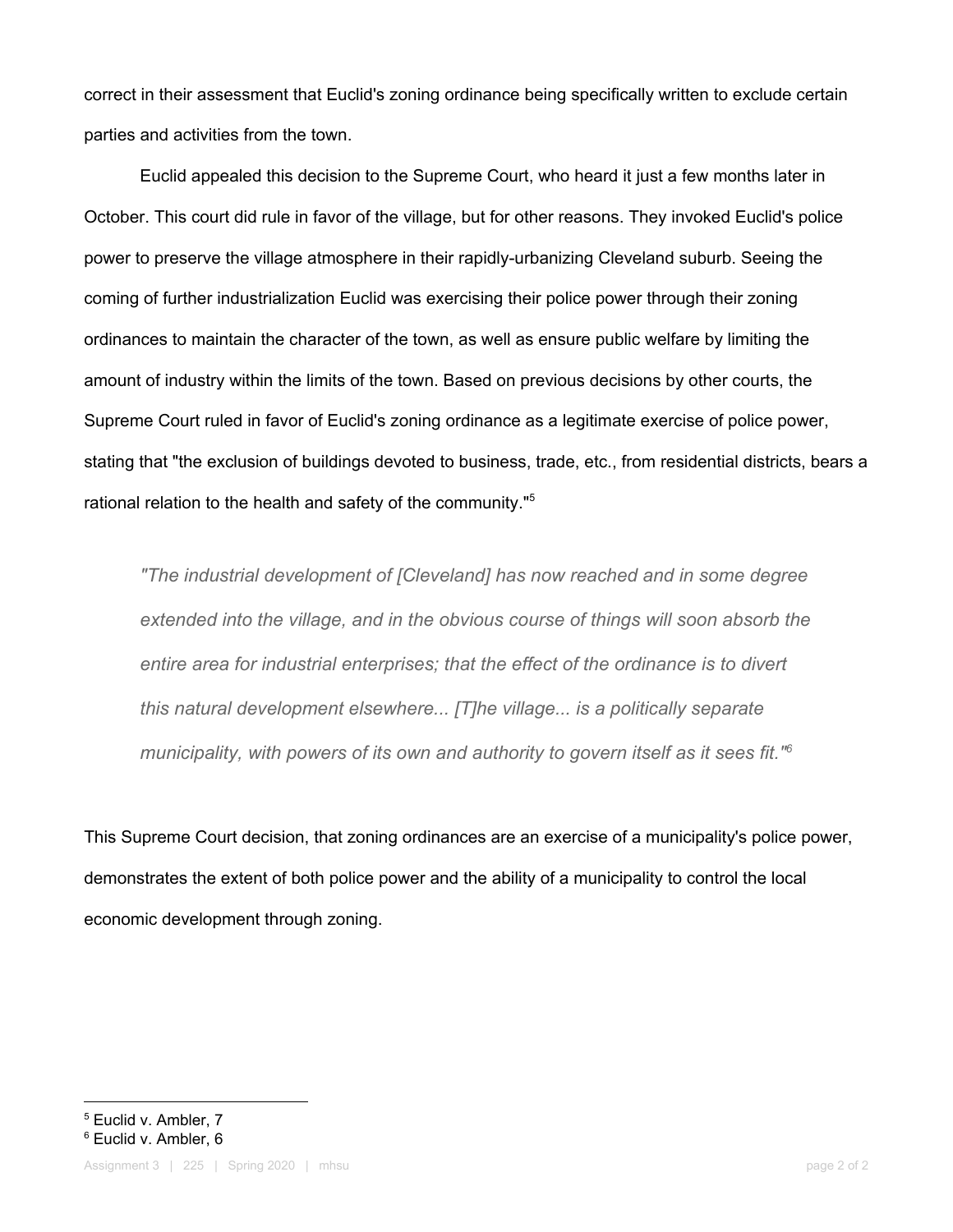correct in their assessment that Euclid's zoning ordinance being specifically written to exclude certain parties and activities from the town.

Euclid appealed this decision to the Supreme Court, who heard it just a few months later in October. This court did rule in favor of the village, but for other reasons. They invoked Euclid's police power to preserve the village atmosphere in their rapidly-urbanizing Cleveland suburb. Seeing the coming of further industrialization Euclid was exercising their police power through their zoning ordinances to maintain the character of the town, as well as ensure public welfare by limiting the amount of industry within the limits of the town. Based on previous decisions by other courts, the Supreme Court ruled in favor of Euclid's zoning ordinance as a legitimate exercise of police power, stating that "the exclusion of buildings devoted to business, trade, etc., from residential districts, bears a rational relation to the health and safety of the community."[5]

> *"The industrial development of [Cleveland] has now reached and in some degree extended into the village, and in the obvious course of things will soon absorb the entire area for industrial enterprises; that the effect of the ordinance is to divert this natural development elsewhere... [T]he village... is a politically separate municipality, with powers of its own and authority to govern itself as it sees fit."*[6]

This Supreme Court decision, that zoning ordinances are an exercise of a municipality's police power, demonstrates the extent of both police power and the ability of a municipality to control the local economic development through zoning.

---

[5] Euclid v. Ambler, 7

[6] Euclid v. Ambler, 6